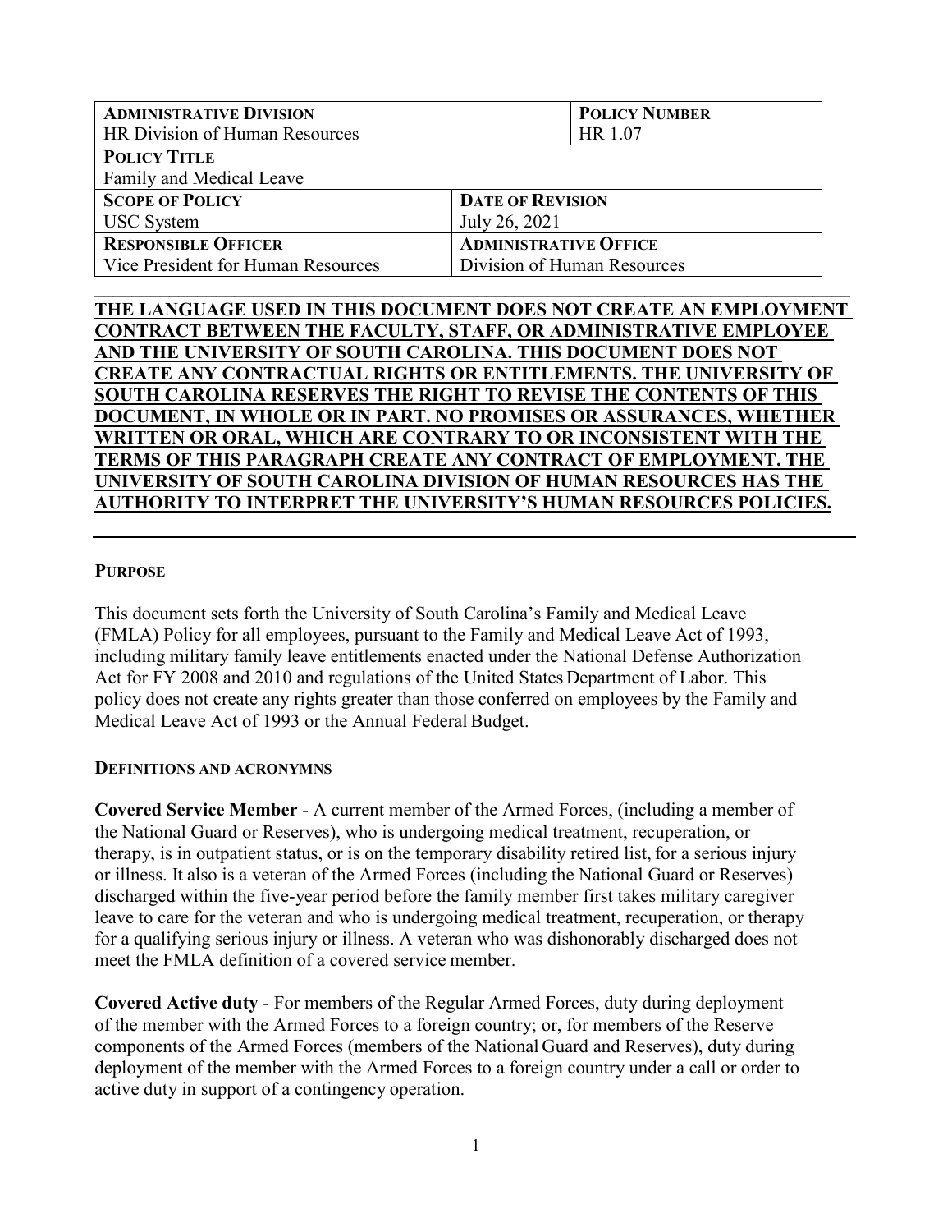| **ADMINISTRATIVE DIVISION**<br>HR Division of Human Resources | | **POLICY NUMBER**<br>HR 1.07 |
|---|---|---|
| **POLICY TITLE**<br>Family and Medical Leave | | |
| **SCOPE OF POLICY**<br>USC System | **DATE OF REVISION**<br>July 26, 2021 | |
| **RESPONSIBLE OFFICER**<br>Vice President for Human Resources | **ADMINISTRATIVE OFFICE**<br>Division of Human Resources | |

**THE LANGUAGE USED IN THIS DOCUMENT DOES NOT CREATE AN EMPLOYMENT CONTRACT BETWEEN THE FACULTY, STAFF, OR ADMINISTRATIVE EMPLOYEE AND THE UNIVERSITY OF SOUTH CAROLINA. THIS DOCUMENT DOES NOT CREATE ANY CONTRACTUAL RIGHTS OR ENTITLEMENTS. THE UNIVERSITY OF SOUTH CAROLINA RESERVES THE RIGHT TO REVISE THE CONTENTS OF THIS DOCUMENT, IN WHOLE OR IN PART. NO PROMISES OR ASSURANCES, WHETHER WRITTEN OR ORAL, WHICH ARE CONTRARY TO OR INCONSISTENT WITH THE TERMS OF THIS PARAGRAPH CREATE ANY CONTRACT OF EMPLOYMENT. THE UNIVERSITY OF SOUTH CAROLINA DIVISION OF HUMAN RESOURCES HAS THE AUTHORITY TO INTERPRET THE UNIVERSITY'S HUMAN RESOURCES POLICIES.**

## PURPOSE

This document sets forth the University of South Carolina's Family and Medical Leave (FMLA) Policy for all employees, pursuant to the Family and Medical Leave Act of 1993, including military family leave entitlements enacted under the National Defense Authorization Act for FY 2008 and 2010 and regulations of the United States Department of Labor. This policy does not create any rights greater than those conferred on employees by the Family and Medical Leave Act of 1993 or the Annual Federal Budget.

## DEFINITIONS AND ACRONYMNS

**Covered Service Member** - A current member of the Armed Forces, (including a member of the National Guard or Reserves), who is undergoing medical treatment, recuperation, or therapy, is in outpatient status, or is on the temporary disability retired list, for a serious injury or illness. It also is a veteran of the Armed Forces (including the National Guard or Reserves) discharged within the five-year period before the family member first takes military caregiver leave to care for the veteran and who is undergoing medical treatment, recuperation, or therapy for a qualifying serious injury or illness. A veteran who was dishonorably discharged does not meet the FMLA definition of a covered service member.

**Covered Active duty** - For members of the Regular Armed Forces, duty during deployment of the member with the Armed Forces to a foreign country; or, for members of the Reserve components of the Armed Forces (members of the National Guard and Reserves), duty during deployment of the member with the Armed Forces to a foreign country under a call or order to active duty in support of a contingency operation.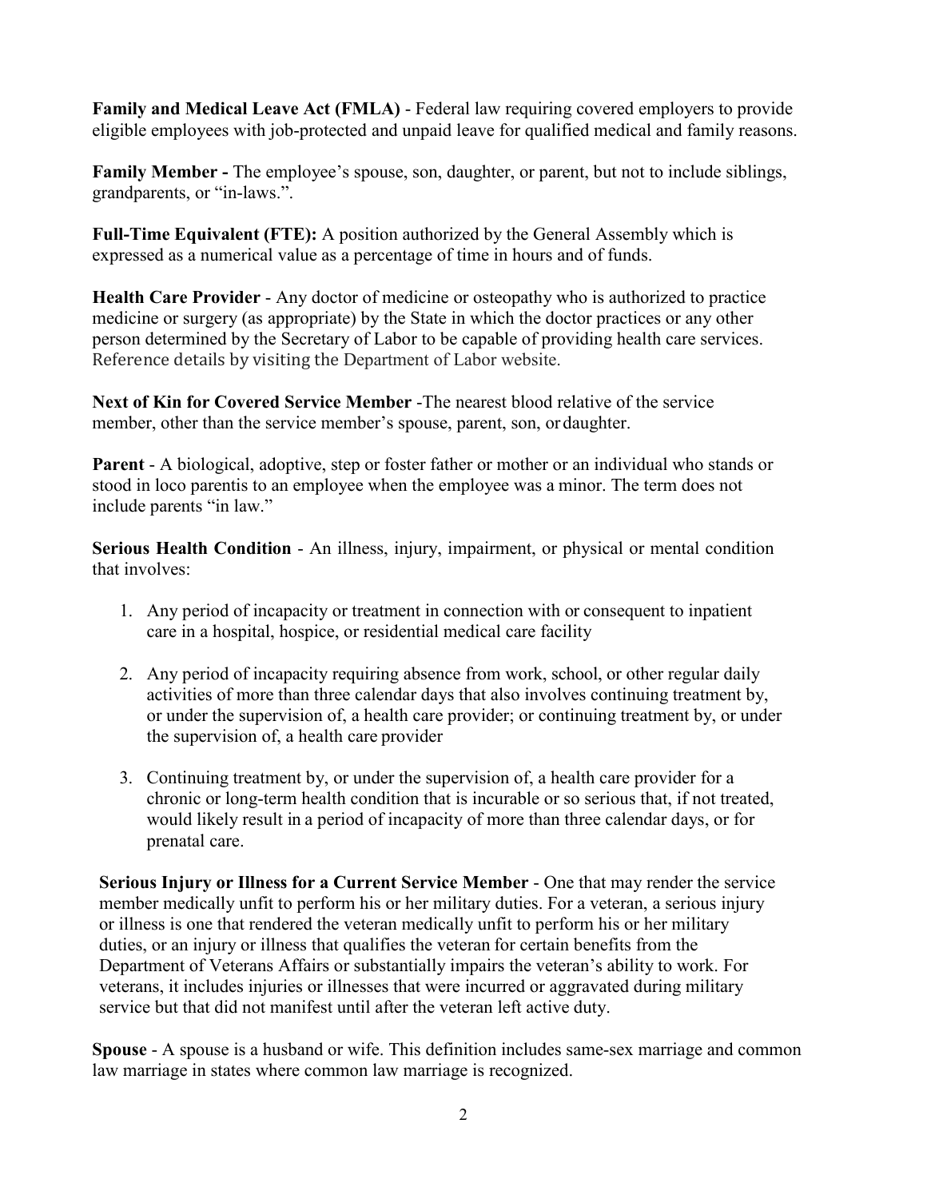**Family and Medical Leave Act (FMLA)** - Federal law requiring covered employers to provide eligible employees with job-protected and unpaid leave for qualified medical and family reasons.

**Family Member -** The employee's spouse, son, daughter, or parent, but not to include siblings, grandparents, or "in-laws.".

**Full-Time Equivalent (FTE):** A position authorized by the General Assembly which is expressed as a numerical value as a percentage of time in hours and of funds.

**Health Care Provider** - Any doctor of medicine or osteopathy who is authorized to practice medicine or surgery (as appropriate) by the State in which the doctor practices or any other person determined by the Secretary of Labor to be capable of providing health care services. Reference details by visiting the Department of Labor website.

**Next of Kin for Covered Service Member** -The nearest blood relative of the service member, other than the service member's spouse, parent, son, or daughter.

**Parent** - A biological, adoptive, step or foster father or mother or an individual who stands or stood in loco parentis to an employee when the employee was a minor. The term does not include parents "in law."

**Serious Health Condition** - An illness, injury, impairment, or physical or mental condition that involves:

1. Any period of incapacity or treatment in connection with or consequent to inpatient care in a hospital, hospice, or residential medical care facility

2. Any period of incapacity requiring absence from work, school, or other regular daily activities of more than three calendar days that also involves continuing treatment by, or under the supervision of, a health care provider; or continuing treatment by, or under the supervision of, a health care provider

3. Continuing treatment by, or under the supervision of, a health care provider for a chronic or long-term health condition that is incurable or so serious that, if not treated, would likely result in a period of incapacity of more than three calendar days, or for prenatal care.

**Serious Injury or Illness for a Current Service Member** - One that may render the service member medically unfit to perform his or her military duties. For a veteran, a serious injury or illness is one that rendered the veteran medically unfit to perform his or her military duties, or an injury or illness that qualifies the veteran for certain benefits from the Department of Veterans Affairs or substantially impairs the veteran's ability to work. For veterans, it includes injuries or illnesses that were incurred or aggravated during military service but that did not manifest until after the veteran left active duty.

**Spouse** - A spouse is a husband or wife. This definition includes same-sex marriage and common law marriage in states where common law marriage is recognized.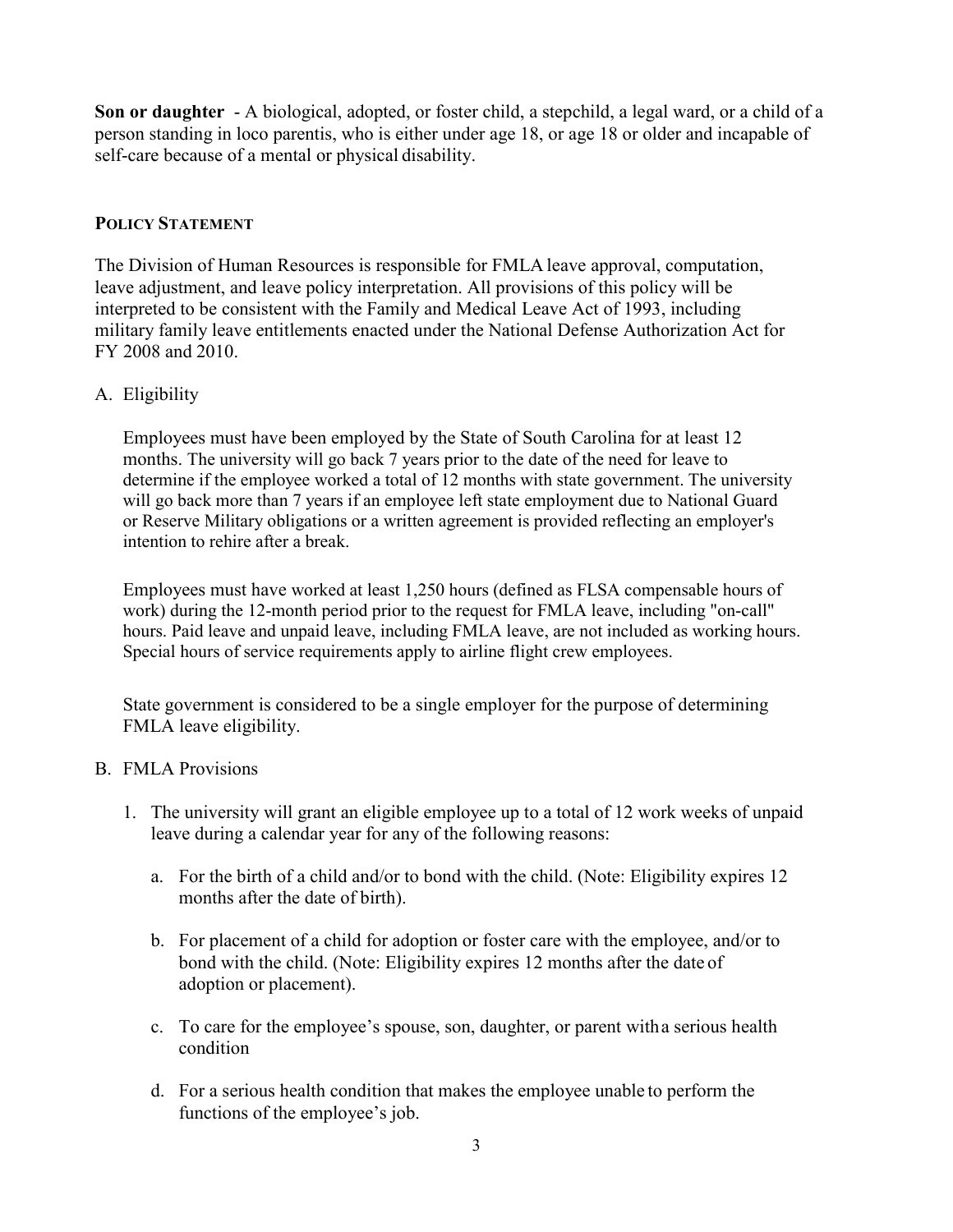**Son or daughter** - A biological, adopted, or foster child, a stepchild, a legal ward, or a child of a person standing in loco parentis, who is either under age 18, or age 18 or older and incapable of self-care because of a mental or physical disability.

## POLICY STATEMENT

The Division of Human Resources is responsible for FMLA leave approval, computation, leave adjustment, and leave policy interpretation. All provisions of this policy will be interpreted to be consistent with the Family and Medical Leave Act of 1993, including military family leave entitlements enacted under the National Defense Authorization Act for FY 2008 and 2010.

A. Eligibility

   Employees must have been employed by the State of South Carolina for at least 12 months. The university will go back 7 years prior to the date of the need for leave to determine if the employee worked a total of 12 months with state government. The university will go back more than 7 years if an employee left state employment due to National Guard or Reserve Military obligations or a written agreement is provided reflecting an employer's intention to rehire after a break.

   Employees must have worked at least 1,250 hours (defined as FLSA compensable hours of work) during the 12-month period prior to the request for FMLA leave, including "on-call" hours. Paid leave and unpaid leave, including FMLA leave, are not included as working hours. Special hours of service requirements apply to airline flight crew employees.

   State government is considered to be a single employer for the purpose of determining FMLA leave eligibility.

B. FMLA Provisions

   1. The university will grant an eligible employee up to a total of 12 work weeks of unpaid leave during a calendar year for any of the following reasons:

      a. For the birth of a child and/or to bond with the child. (Note: Eligibility expires 12 months after the date of birth).

      b. For placement of a child for adoption or foster care with the employee, and/or to bond with the child. (Note: Eligibility expires 12 months after the date of adoption or placement).

      c. To care for the employee's spouse, son, daughter, or parent with a serious health condition

      d. For a serious health condition that makes the employee unable to perform the functions of the employee's job.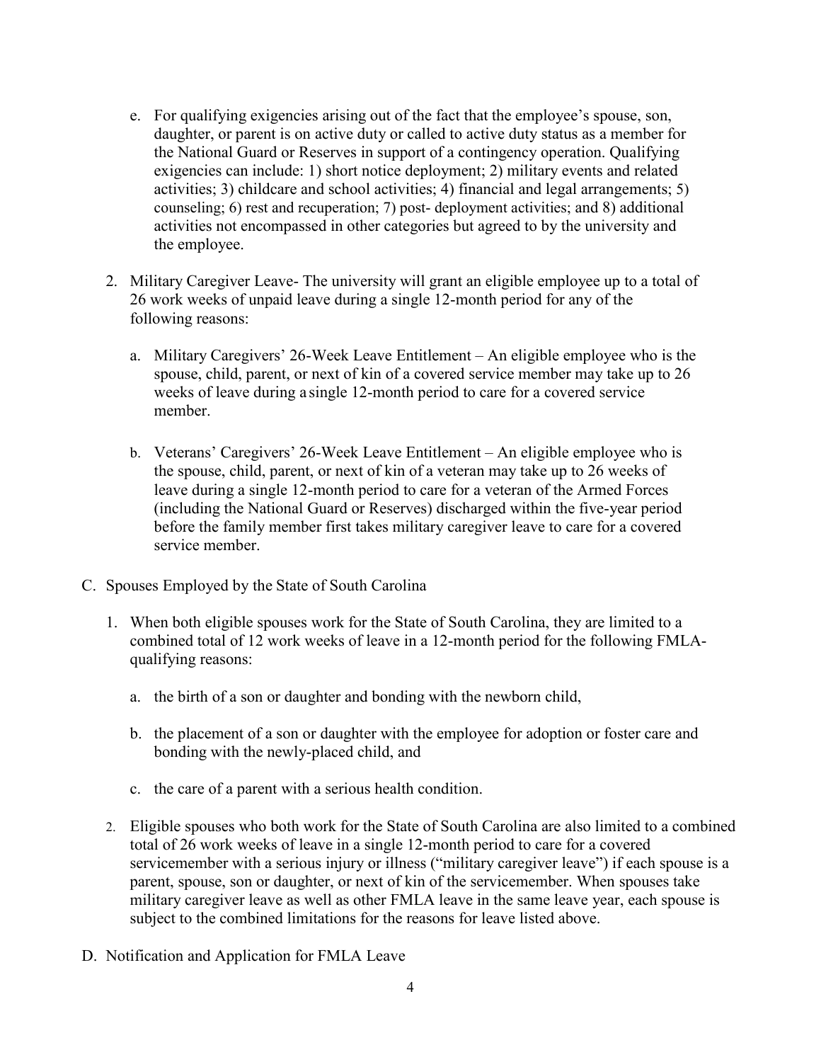e. For qualifying exigencies arising out of the fact that the employee's spouse, son, daughter, or parent is on active duty or called to active duty status as a member for the National Guard or Reserves in support of a contingency operation. Qualifying exigencies can include: 1) short notice deployment; 2) military events and related activities; 3) childcare and school activities; 4) financial and legal arrangements; 5) counseling; 6) rest and recuperation; 7) post- deployment activities; and 8) additional activities not encompassed in other categories but agreed to by the university and the employee.

2. Military Caregiver Leave- The university will grant an eligible employee up to a total of 26 work weeks of unpaid leave during a single 12-month period for any of the following reasons:

   a. Military Caregivers' 26-Week Leave Entitlement – An eligible employee who is the spouse, child, parent, or next of kin of a covered service member may take up to 26 weeks of leave during a single 12-month period to care for a covered service member.

   b. Veterans' Caregivers' 26-Week Leave Entitlement – An eligible employee who is the spouse, child, parent, or next of kin of a veteran may take up to 26 weeks of leave during a single 12-month period to care for a veteran of the Armed Forces (including the National Guard or Reserves) discharged within the five-year period before the family member first takes military caregiver leave to care for a covered service member.

C. Spouses Employed by the State of South Carolina

1. When both eligible spouses work for the State of South Carolina, they are limited to a combined total of 12 work weeks of leave in a 12-month period for the following FMLA-qualifying reasons:

   a. the birth of a son or daughter and bonding with the newborn child,

   b. the placement of a son or daughter with the employee for adoption or foster care and bonding with the newly-placed child, and

   c. the care of a parent with a serious health condition.

2. Eligible spouses who both work for the State of South Carolina are also limited to a combined total of 26 work weeks of leave in a single 12-month period to care for a covered servicemember with a serious injury or illness ("military caregiver leave") if each spouse is a parent, spouse, son or daughter, or next of kin of the servicemember. When spouses take military caregiver leave as well as other FMLA leave in the same leave year, each spouse is subject to the combined limitations for the reasons for leave listed above.

D. Notification and Application for FMLA Leave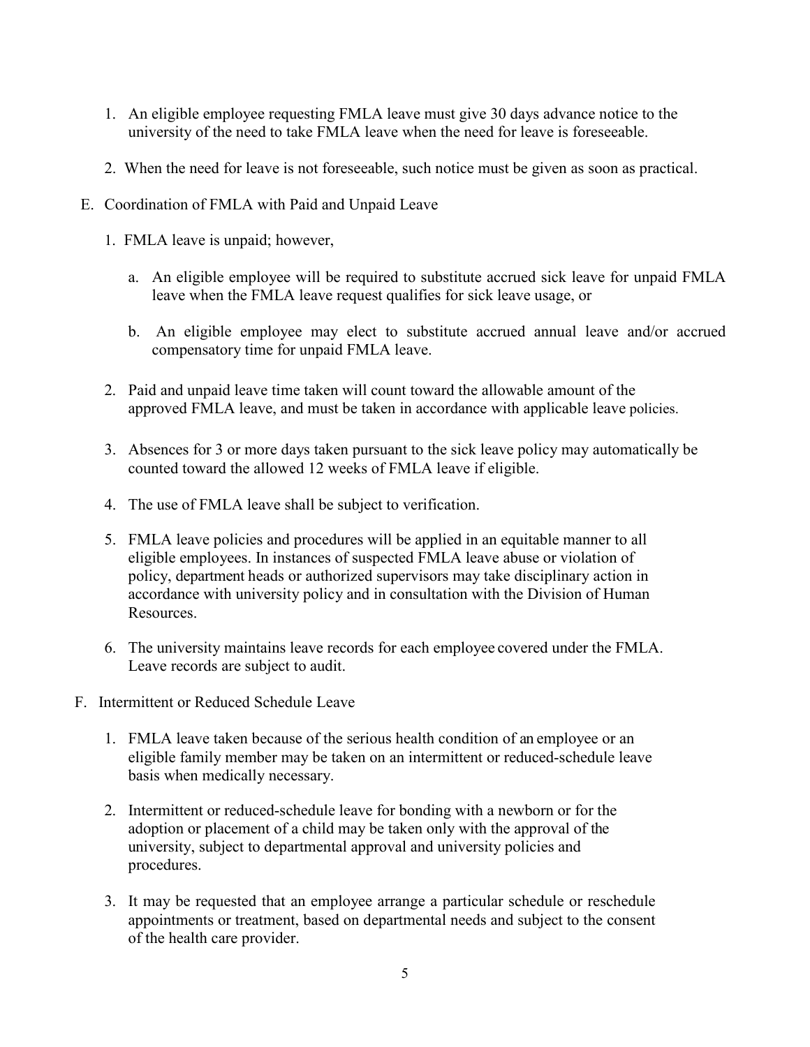1. An eligible employee requesting FMLA leave must give 30 days advance notice to the university of the need to take FMLA leave when the need for leave is foreseeable.

2. When the need for leave is not foreseeable, such notice must be given as soon as practical.

E. Coordination of FMLA with Paid and Unpaid Leave

1. FMLA leave is unpaid; however,

   a. An eligible employee will be required to substitute accrued sick leave for unpaid FMLA leave when the FMLA leave request qualifies for sick leave usage, or

   b. An eligible employee may elect to substitute accrued annual leave and/or accrued compensatory time for unpaid FMLA leave.

2. Paid and unpaid leave time taken will count toward the allowable amount of the approved FMLA leave, and must be taken in accordance with applicable leave policies.

3. Absences for 3 or more days taken pursuant to the sick leave policy may automatically be counted toward the allowed 12 weeks of FMLA leave if eligible.

4. The use of FMLA leave shall be subject to verification.

5. FMLA leave policies and procedures will be applied in an equitable manner to all eligible employees. In instances of suspected FMLA leave abuse or violation of policy, department heads or authorized supervisors may take disciplinary action in accordance with university policy and in consultation with the Division of Human Resources.

6. The university maintains leave records for each employee covered under the FMLA. Leave records are subject to audit.

F. Intermittent or Reduced Schedule Leave

1. FMLA leave taken because of the serious health condition of an employee or an eligible family member may be taken on an intermittent or reduced-schedule leave basis when medically necessary.

2. Intermittent or reduced-schedule leave for bonding with a newborn or for the adoption or placement of a child may be taken only with the approval of the university, subject to departmental approval and university policies and procedures.

3. It may be requested that an employee arrange a particular schedule or reschedule appointments or treatment, based on departmental needs and subject to the consent of the health care provider.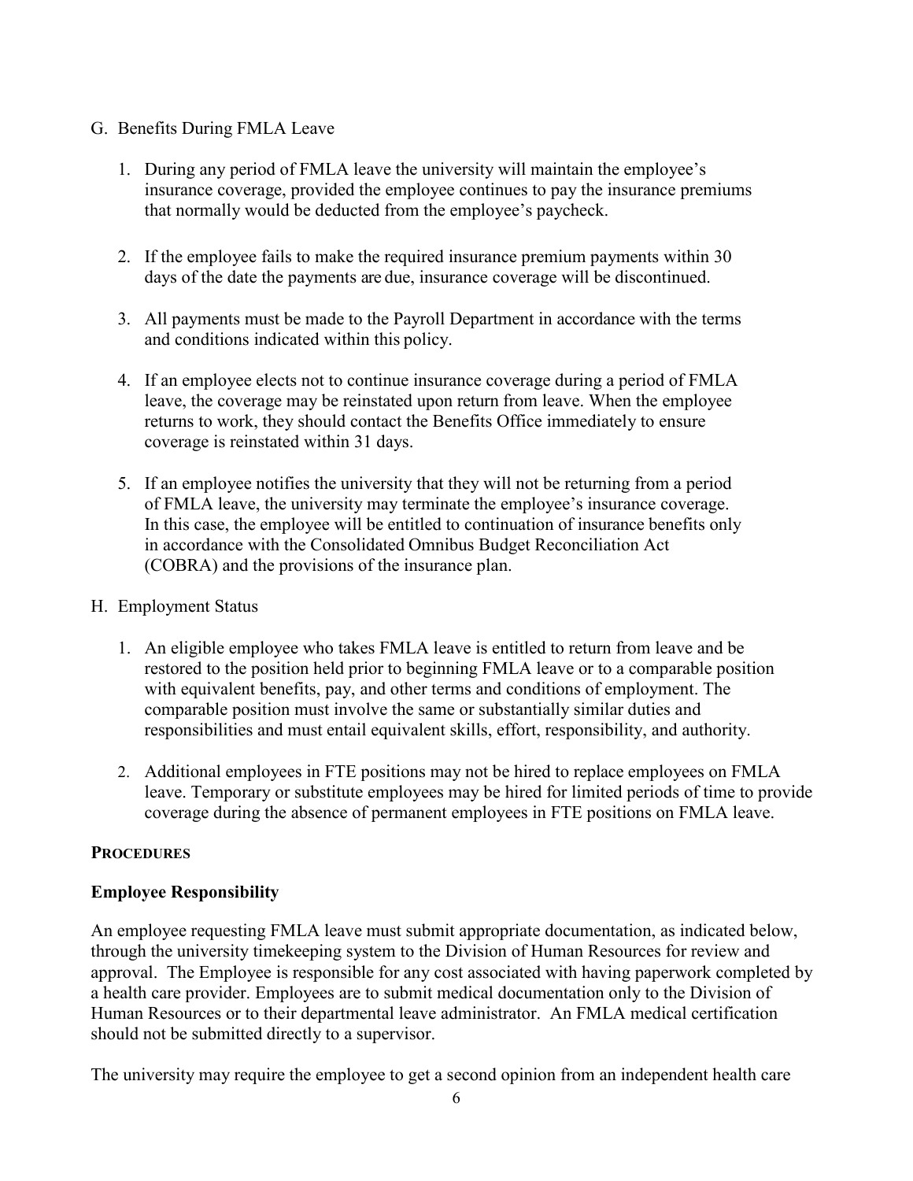G. Benefits During FMLA Leave

1. During any period of FMLA leave the university will maintain the employee's insurance coverage, provided the employee continues to pay the insurance premiums that normally would be deducted from the employee's paycheck.

2. If the employee fails to make the required insurance premium payments within 30 days of the date the payments are due, insurance coverage will be discontinued.

3. All payments must be made to the Payroll Department in accordance with the terms and conditions indicated within this policy.

4. If an employee elects not to continue insurance coverage during a period of FMLA leave, the coverage may be reinstated upon return from leave. When the employee returns to work, they should contact the Benefits Office immediately to ensure coverage is reinstated within 31 days.

5. If an employee notifies the university that they will not be returning from a period of FMLA leave, the university may terminate the employee's insurance coverage. In this case, the employee will be entitled to continuation of insurance benefits only in accordance with the Consolidated Omnibus Budget Reconciliation Act (COBRA) and the provisions of the insurance plan.

H. Employment Status

1. An eligible employee who takes FMLA leave is entitled to return from leave and be restored to the position held prior to beginning FMLA leave or to a comparable position with equivalent benefits, pay, and other terms and conditions of employment. The comparable position must involve the same or substantially similar duties and responsibilities and must entail equivalent skills, effort, responsibility, and authority.

2. Additional employees in FTE positions may not be hired to replace employees on FMLA leave. Temporary or substitute employees may be hired for limited periods of time to provide coverage during the absence of permanent employees in FTE positions on FMLA leave.

## PROCEDURES

### Employee Responsibility

An employee requesting FMLA leave must submit appropriate documentation, as indicated below, through the university timekeeping system to the Division of Human Resources for review and approval. The Employee is responsible for any cost associated with having paperwork completed by a health care provider. Employees are to submit medical documentation only to the Division of Human Resources or to their departmental leave administrator. An FMLA medical certification should not be submitted directly to a supervisor.

The university may require the employee to get a second opinion from an independent health care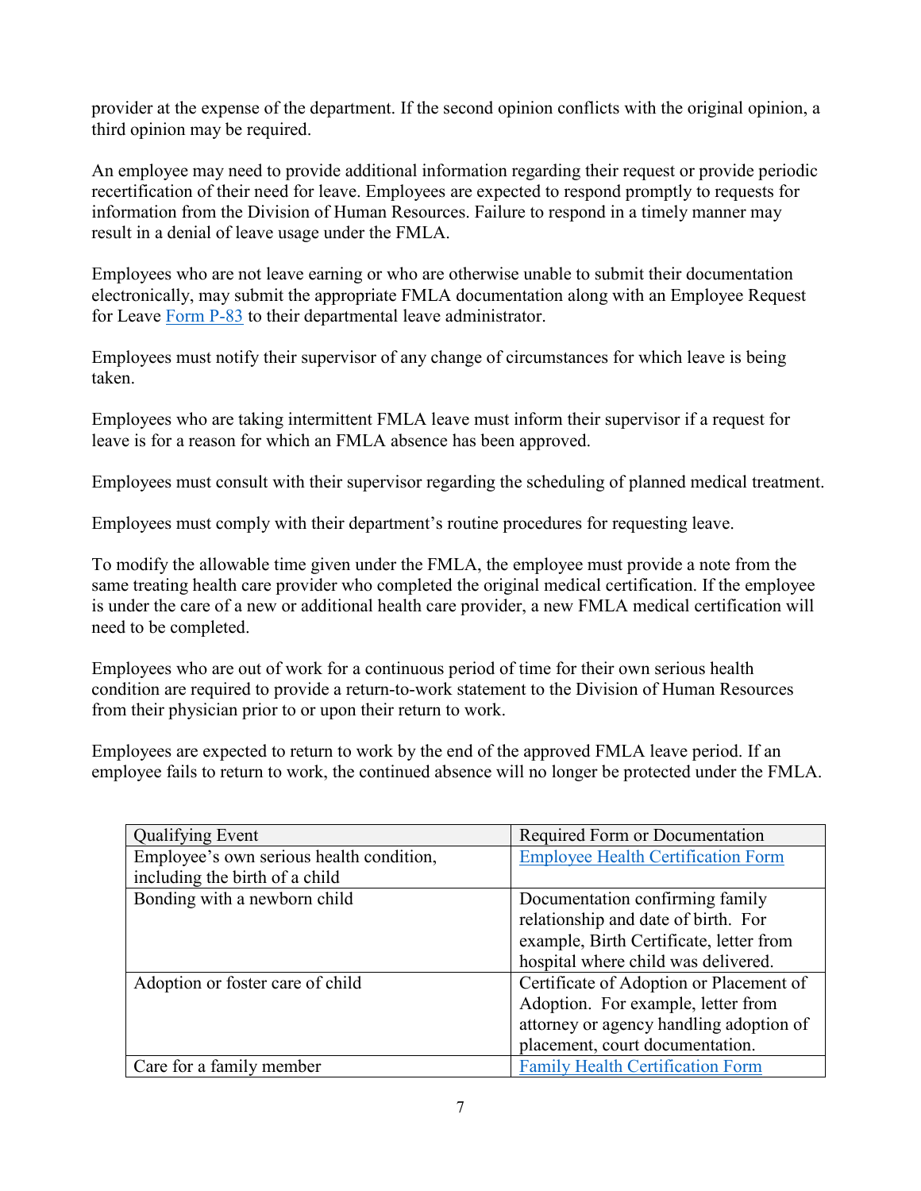provider at the expense of the department. If the second opinion conflicts with the original opinion, a third opinion may be required.

An employee may need to provide additional information regarding their request or provide periodic recertification of their need for leave. Employees are expected to respond promptly to requests for information from the Division of Human Resources. Failure to respond in a timely manner may result in a denial of leave usage under the FMLA.

Employees who are not leave earning or who are otherwise unable to submit their documentation electronically, may submit the appropriate FMLA documentation along with an Employee Request for Leave Form P-83 to their departmental leave administrator.

Employees must notify their supervisor of any change of circumstances for which leave is being taken.

Employees who are taking intermittent FMLA leave must inform their supervisor if a request for leave is for a reason for which an FMLA absence has been approved.

Employees must consult with their supervisor regarding the scheduling of planned medical treatment.

Employees must comply with their department's routine procedures for requesting leave.

To modify the allowable time given under the FMLA, the employee must provide a note from the same treating health care provider who completed the original medical certification. If the employee is under the care of a new or additional health care provider, a new FMLA medical certification will need to be completed.

Employees who are out of work for a continuous period of time for their own serious health condition are required to provide a return-to-work statement to the Division of Human Resources from their physician prior to or upon their return to work.

Employees are expected to return to work by the end of the approved FMLA leave period. If an employee fails to return to work, the continued absence will no longer be protected under the FMLA.

| Qualifying Event | Required Form or Documentation |
|---|---|
| Employee's own serious health condition, including the birth of a child | Employee Health Certification Form |
| Bonding with a newborn child | Documentation confirming family relationship and date of birth. For example, Birth Certificate, letter from hospital where child was delivered. |
| Adoption or foster care of child | Certificate of Adoption or Placement of Adoption. For example, letter from attorney or agency handling adoption of placement, court documentation. |
| Care for a family member | Family Health Certification Form |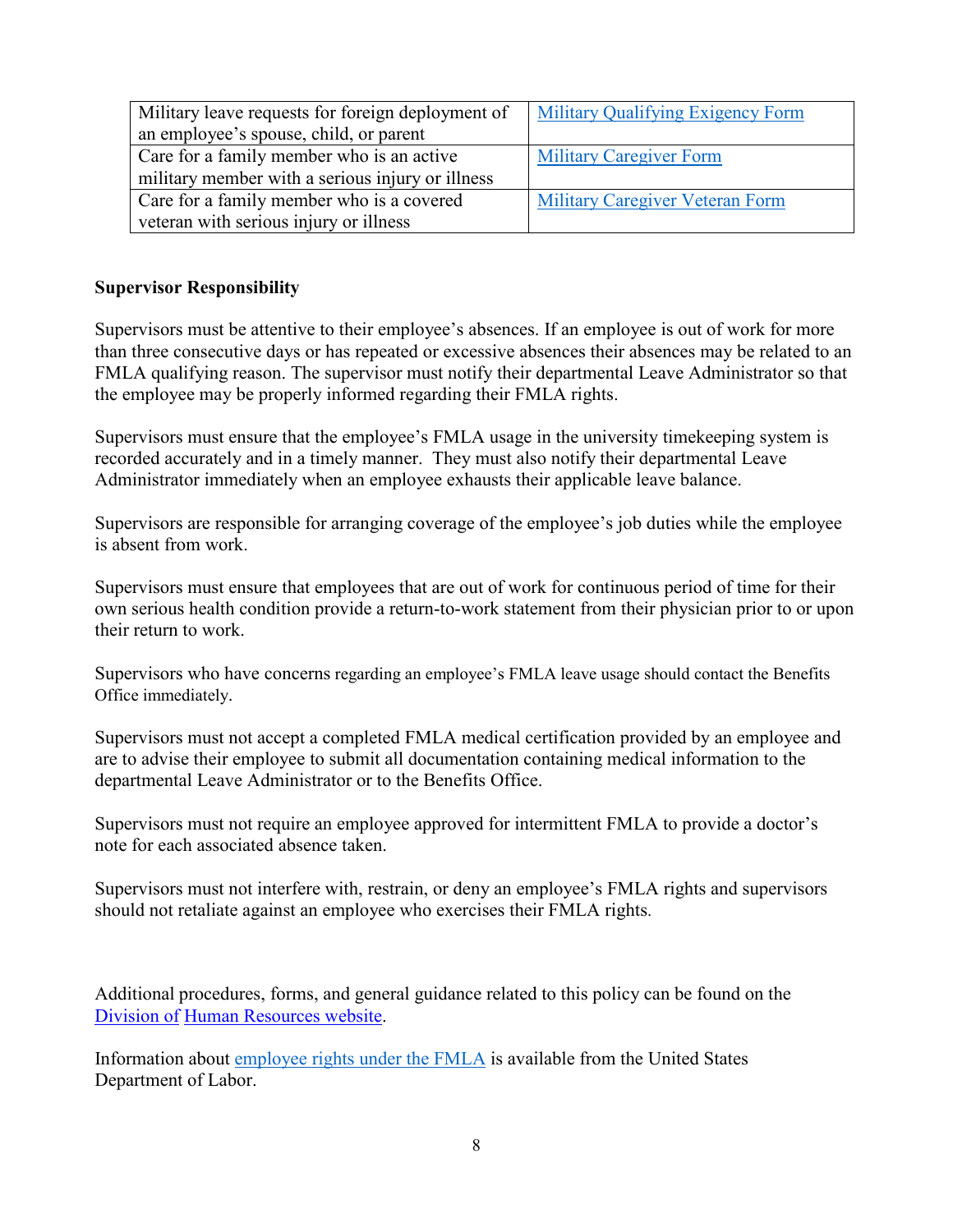| Military leave requests for foreign deployment of an employee's spouse, child, or parent | Military Qualifying Exigency Form |
|---|---|
| Care for a family member who is an active military member with a serious injury or illness | Military Caregiver Form |
| Care for a family member who is a covered veteran with serious injury or illness | Military Caregiver Veteran Form |

**Supervisor Responsibility**

Supervisors must be attentive to their employee's absences. If an employee is out of work for more than three consecutive days or has repeated or excessive absences their absences may be related to an FMLA qualifying reason. The supervisor must notify their departmental Leave Administrator so that the employee may be properly informed regarding their FMLA rights.

Supervisors must ensure that the employee's FMLA usage in the university timekeeping system is recorded accurately and in a timely manner. They must also notify their departmental Leave Administrator immediately when an employee exhausts their applicable leave balance.

Supervisors are responsible for arranging coverage of the employee's job duties while the employee is absent from work.

Supervisors must ensure that employees that are out of work for continuous period of time for their own serious health condition provide a return-to-work statement from their physician prior to or upon their return to work.

Supervisors who have concerns regarding an employee's FMLA leave usage should contact the Benefits Office immediately.

Supervisors must not accept a completed FMLA medical certification provided by an employee and are to advise their employee to submit all documentation containing medical information to the departmental Leave Administrator or to the Benefits Office.

Supervisors must not require an employee approved for intermittent FMLA to provide a doctor's note for each associated absence taken.

Supervisors must not interfere with, restrain, or deny an employee's FMLA rights and supervisors should not retaliate against an employee who exercises their FMLA rights.

Additional procedures, forms, and general guidance related to this policy can be found on the Division of Human Resources website.

Information about employee rights under the FMLA is available from the United States Department of Labor.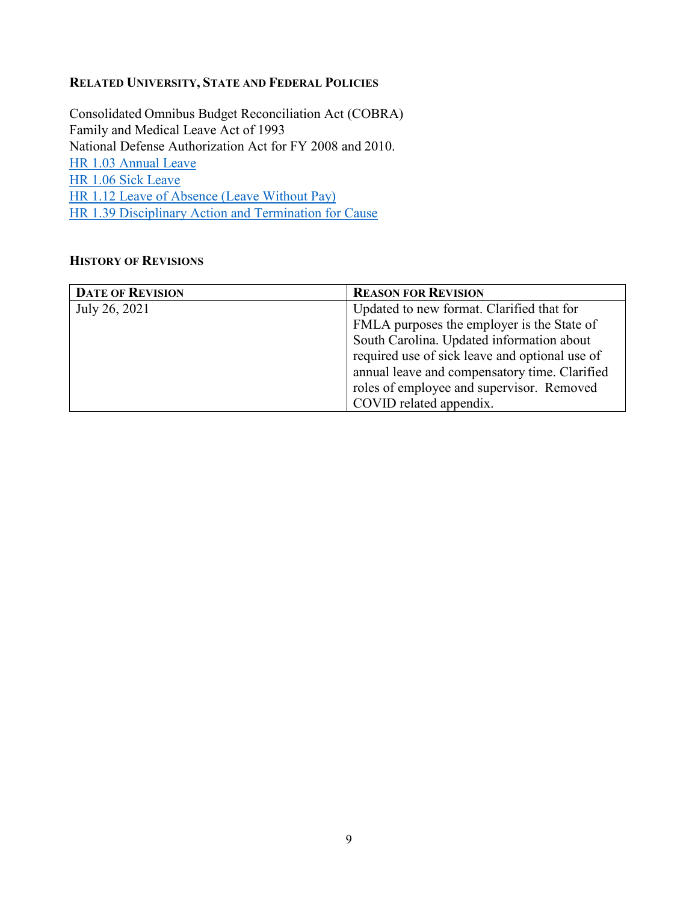### Related University, State and Federal Policies

Consolidated Omnibus Budget Reconciliation Act (COBRA)
Family and Medical Leave Act of 1993
National Defense Authorization Act for FY 2008 and 2010.
HR 1.03 Annual Leave
HR 1.06 Sick Leave
HR 1.12 Leave of Absence (Leave Without Pay)
HR 1.39 Disciplinary Action and Termination for Cause

### History of Revisions

| Date of Revision | Reason for Revision |
| --- | --- |
| July 26, 2021 | Updated to new format. Clarified that for FMLA purposes the employer is the State of South Carolina. Updated information about required use of sick leave and optional use of annual leave and compensatory time. Clarified roles of employee and supervisor. Removed COVID related appendix. |